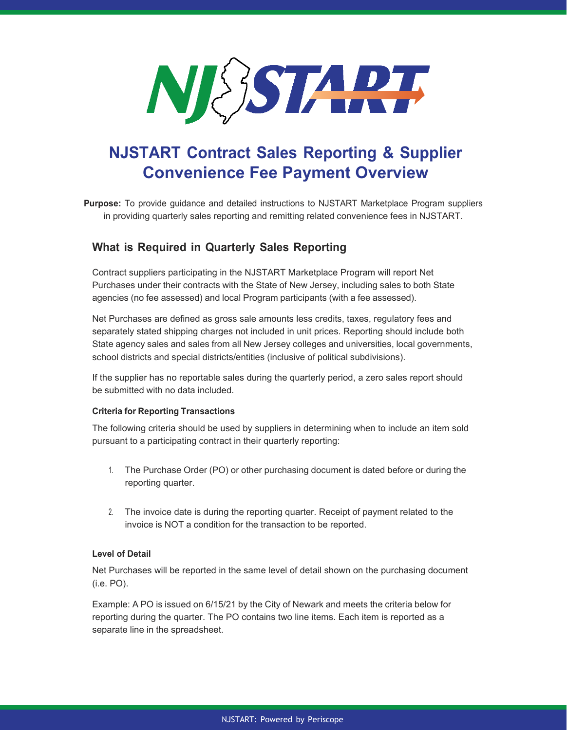# NJSTART Contract Sales Reporting & Supplier Convenience Fee Payment Overview

**Purpose:** To provide guidance and detailed instructions to NJSTART Marketplace Program suppliers in providing quarterly sales reporting and remitting related convenience fees in NJSTART.

## What is Required in Quarterly Sales Reporting

Contract suppliers participating in the NJSTART Marketplace Program will report Net Purchases under their contracts with the State of New Jersey, including sales to both State agencies (no fee assessed) and local Program participants (with a fee assessed).

Net Purchases are defined as gross sale amounts less credits, taxes, regulatory fees and separately stated shipping charges not included in unit prices. Reporting should include both State agency sales and sales from all New Jersey colleges and universities, local governments, school districts and special districts/entities (inclusive of political subdivisions).

If the supplier has no reportable sales during the quarterly period, a zero sales report should be submitted with no data included.

#### Criteria for Reporting Transactions

The following criteria should be used by suppliers in determining when to include an item sold pursuant to a participating contract in their quarterly reporting:

1. The Purchase Order (PO) or other purchasing document is dated before or during the reporting quarter.
2. The invoice date is during the reporting quarter. Receipt of payment related to the invoice is NOT a condition for the transaction to be reported.

#### Level of Detail

Net Purchases will be reported in the same level of detail shown on the purchasing document (i.e. PO).

Example: A PO is issued on 6/15/21 by the City of Newark and meets the criteria below for reporting during the quarter. The PO contains two line items. Each item is reported as a separate line in the spreadsheet.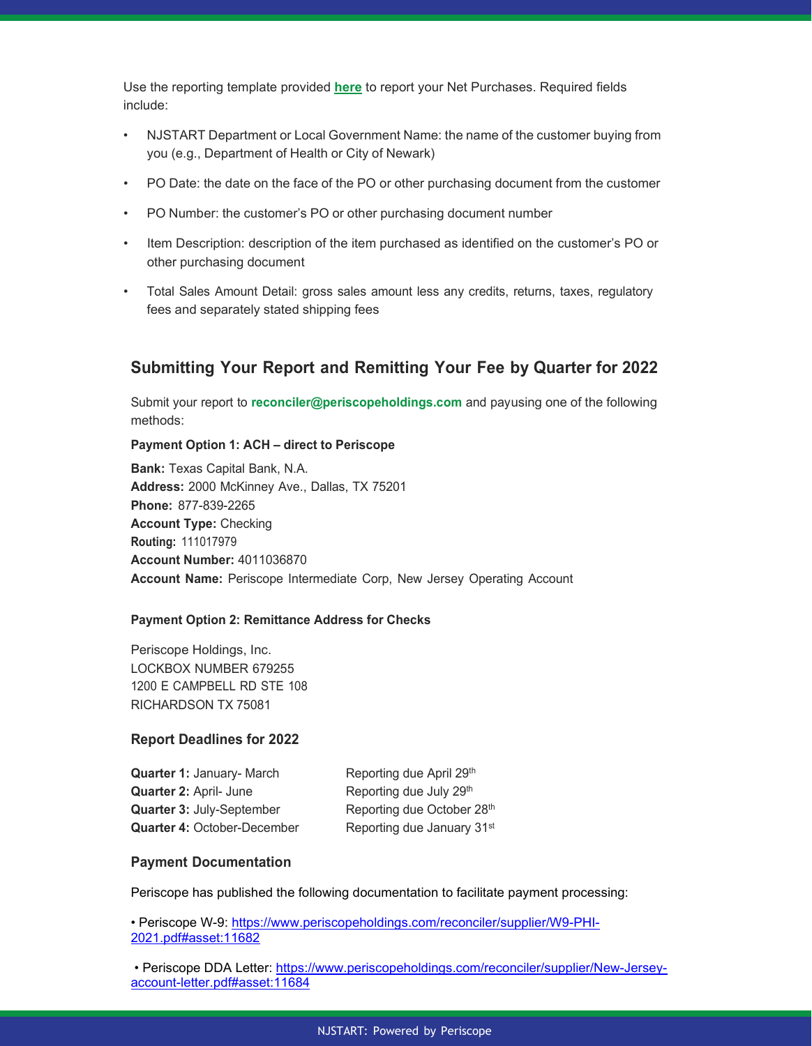Use the reporting template provided **here** to report your Net Purchases. Required fields include:

- NJSTART Department or Local Government Name: the name of the customer buying from you (e.g., Department of Health or City of Newark)
- PO Date: the date on the face of the PO or other purchasing document from the customer
- PO Number: the customer's PO or other purchasing document number
- Item Description: description of the item purchased as identified on the customer's PO or other purchasing document
- Total Sales Amount Detail: gross sales amount less any credits, returns, taxes, regulatory fees and separately stated shipping fees

## Submitting Your Report and Remitting Your Fee by Quarter for 2022

Submit your report to **reconciler@periscopeholdings.com** and payusing one of the following methods:

**Payment Option 1: ACH – direct to Periscope**

**Bank:** Texas Capital Bank, N.A.
**Address:** 2000 McKinney Ave., Dallas, TX 75201
**Phone:** 877-839-2265
**Account Type:** Checking
**Routing:** 111017979
**Account Number:** 4011036870
**Account Name:** Periscope Intermediate Corp, New Jersey Operating Account

**Payment Option 2: Remittance Address for Checks**

Periscope Holdings, Inc.
LOCKBOX NUMBER 679255
1200 E CAMPBELL RD STE 108
RICHARDSON TX 75081

### Report Deadlines for 2022

| | |
|---|---|
| **Quarter 1:** January- March | Reporting due April 29th |
| **Quarter 2:** April- June | Reporting due July 29th |
| **Quarter 3:** July-September | Reporting due October 28th |
| **Quarter 4:** October-December | Reporting due January 31st |

### Payment Documentation

Periscope has published the following documentation to facilitate payment processing:

• Periscope W-9: https://www.periscopeholdings.com/reconciler/supplier/W9-PHI-2021.pdf#asset:11682

• Periscope DDA Letter: https://www.periscopeholdings.com/reconciler/supplier/New-Jersey-account-letter.pdf#asset:11684